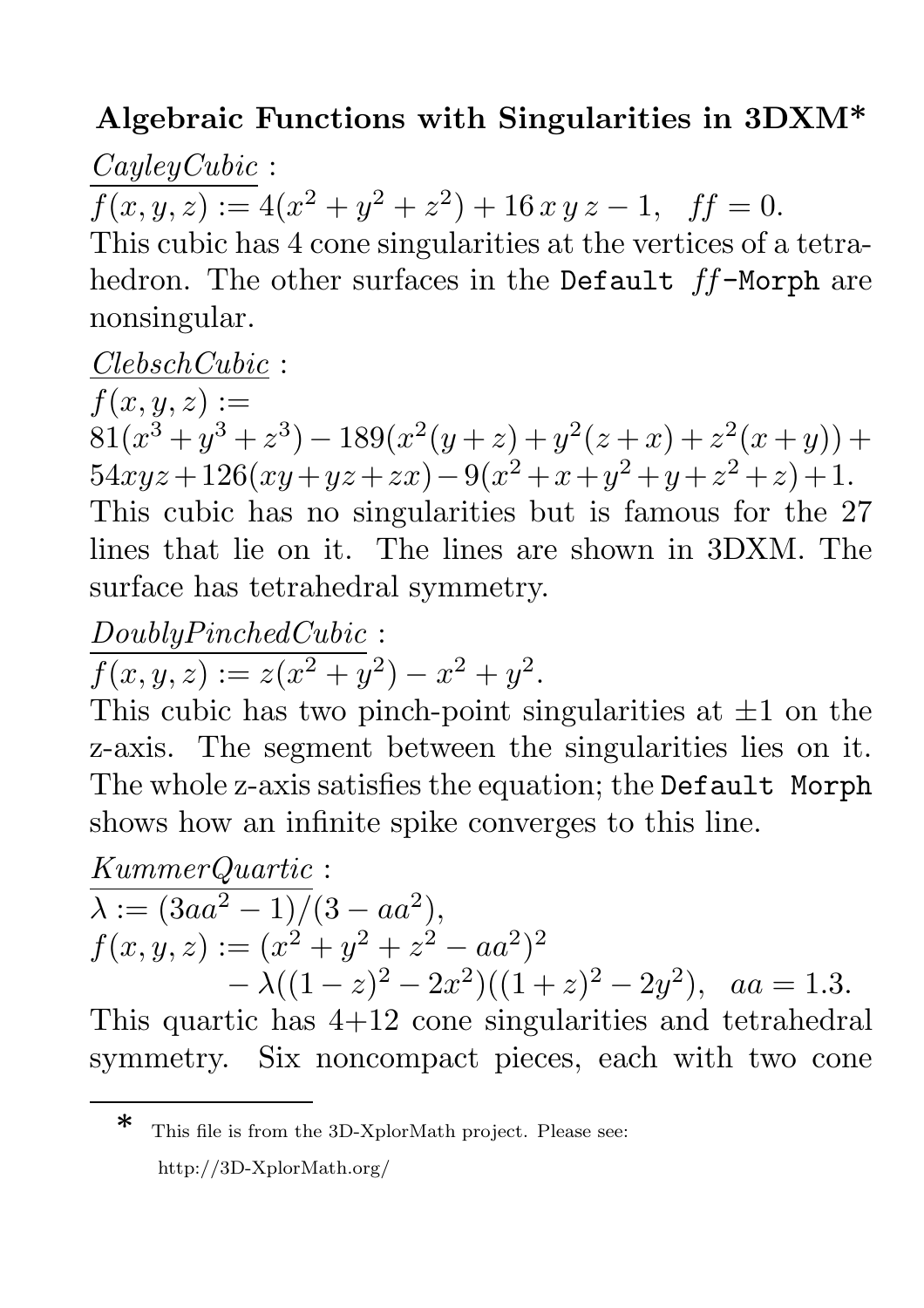## Algebraic Functions with Singularities in 3DXM*

*CayleyCubic* :

$f(x, y, z) := 4(x^2 + y^2 + z^2) + 16\,x\,y\,z - 1, \quad ff = 0.$

This cubic has 4 cone singularities at the vertices of a tetrahedron. The other surfaces in the `Default ff-Morph` are nonsingular.

*ClebschCubic* :

$f(x, y, z) :=$
$81(x^3+y^3+z^3) - 189(x^2(y+z)+y^2(z+x)+z^2(x+y)) + 54xyz + 126(xy+yz+zx) - 9(x^2+x+y^2+y+z^2+z) + 1.$

This cubic has no singularities but is famous for the 27 lines that lie on it. The lines are shown in 3DXM. The surface has tetrahedral symmetry.

*DoublyPinchedCubic* :

$f(x, y, z) := z(x^2 + y^2) - x^2 + y^2.$

This cubic has two pinch-point singularities at $\pm 1$ on the z-axis. The segment between the singularities lies on it. The whole z-axis satisfies the equation; the `Default Morph` shows how an infinite spike converges to this line.

*KummerQuartic* :

$\lambda := (3aa^2 - 1)/(3 - aa^2),$
$f(x, y, z) := (x^2 + y^2 + z^2 - aa^2)^2$
$\qquad - \lambda((1-z)^2 - 2x^2)((1+z)^2 - 2y^2), \quad aa = 1.3.$

This quartic has 4+12 cone singularities and tetrahedral symmetry. Six noncompact pieces, each with two cone

* This file is from the 3D-XplorMath project. Please see: http://3D-XplorMath.org/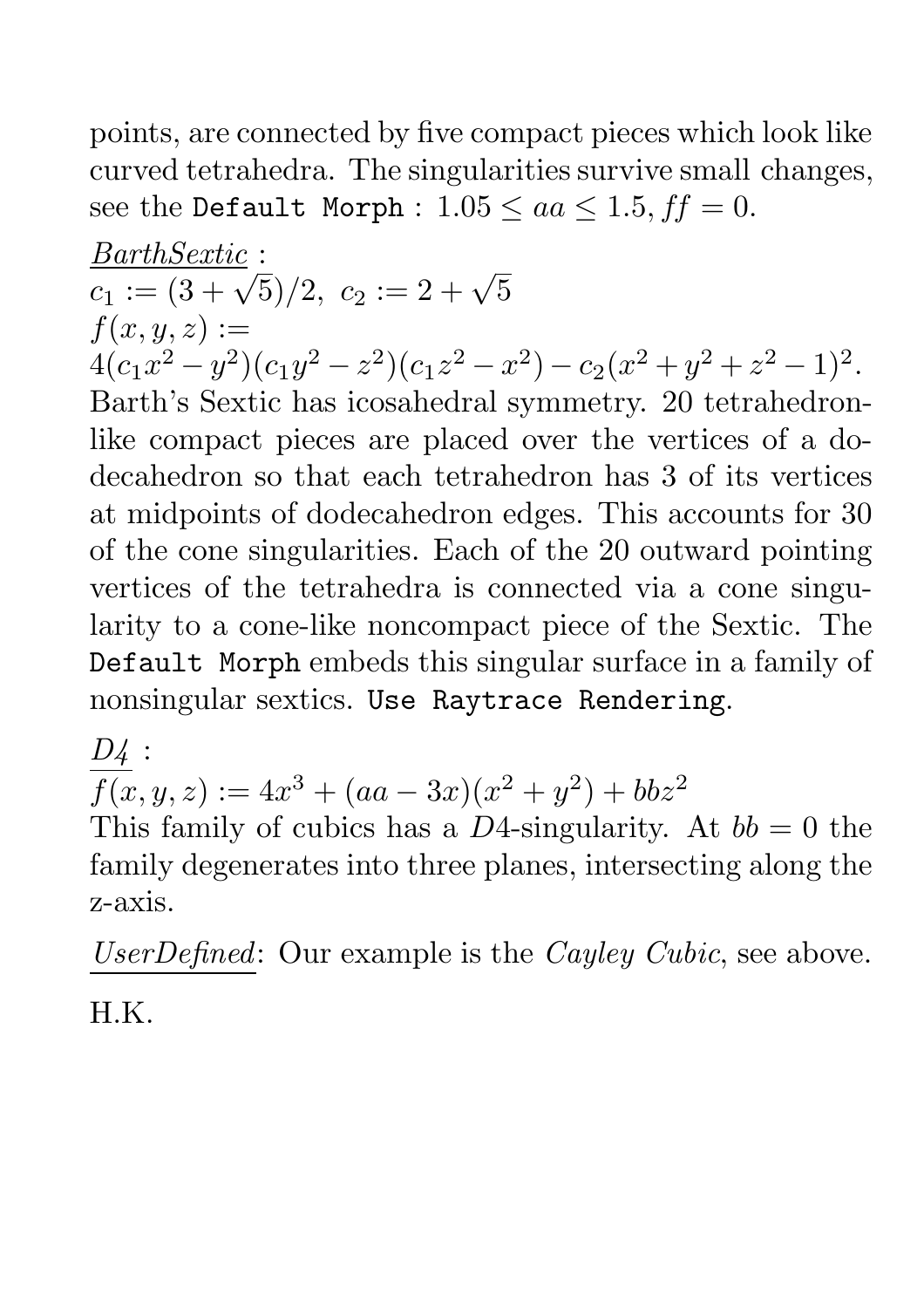points, are connected by five compact pieces which look like curved tetrahedra. The singularities survive small changes, see the `Default Morph` : $1.05 \le aa \le 1.5, ff = 0$.

*BarthSextic* :
$c_1 := (3 + \sqrt{5})/2,\ c_2 := 2 + \sqrt{5}$
$f(x, y, z) :=$
$4(c_1 x^2 - y^2)(c_1 y^2 - z^2)(c_1 z^2 - x^2) - c_2(x^2 + y^2 + z^2 - 1)^2.$
Barth's Sextic has icosahedral symmetry. 20 tetrahedron-like compact pieces are placed over the vertices of a dodecahedron so that each tetrahedron has 3 of its vertices at midpoints of dodecahedron edges. This accounts for 30 of the cone singularities. Each of the 20 outward pointing vertices of the tetrahedra is connected via a cone singularity to a cone-like noncompact piece of the Sextic. The `Default Morph` embeds this singular surface in a family of nonsingular sextics. `Use Raytrace Rendering`.

*D4* :
$f(x, y, z) := 4x^3 + (aa - 3x)(x^2 + y^2) + bbz^2$
This family of cubics has a $D4$-singularity. At $bb = 0$ the family degenerates into three planes, intersecting along the z-axis.

*UserDefined*: Our example is the *Cayley Cubic*, see above.

H.K.